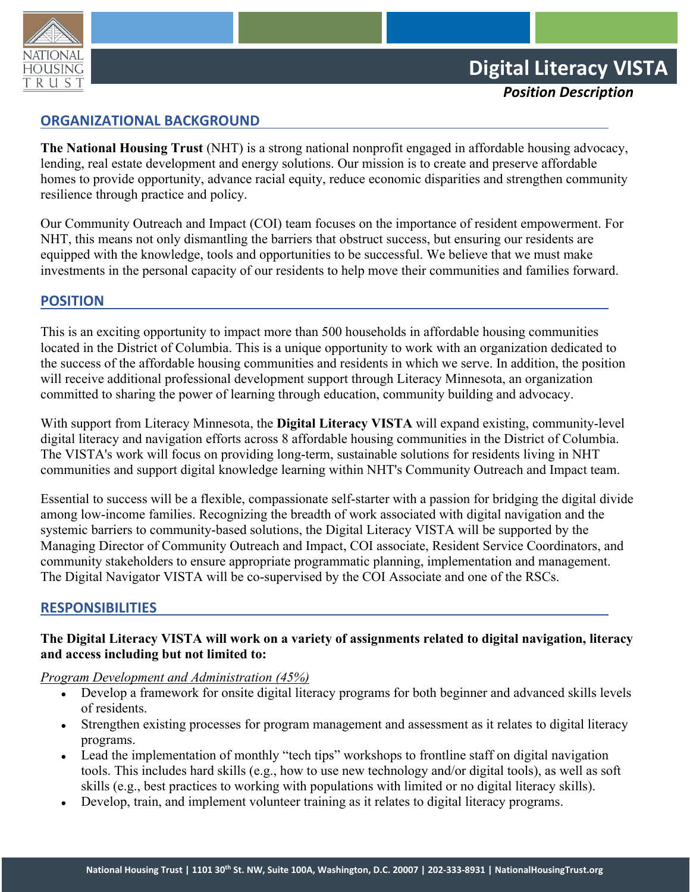# Digital Literacy VISTA

***Position Description***

## ORGANIZATIONAL BACKGROUND

**The National Housing Trust** (NHT) is a strong national nonprofit engaged in affordable housing advocacy, lending, real estate development and energy solutions. Our mission is to create and preserve affordable homes to provide opportunity, advance racial equity, reduce economic disparities and strengthen community resilience through practice and policy.

Our Community Outreach and Impact (COI) team focuses on the importance of resident empowerment. For NHT, this means not only dismantling the barriers that obstruct success, but ensuring our residents are equipped with the knowledge, tools and opportunities to be successful. We believe that we must make investments in the personal capacity of our residents to help move their communities and families forward.

## POSITION

This is an exciting opportunity to impact more than 500 households in affordable housing communities located in the District of Columbia. This is a unique opportunity to work with an organization dedicated to the success of the affordable housing communities and residents in which we serve. In addition, the position will receive additional professional development support through Literacy Minnesota, an organization committed to sharing the power of learning through education, community building and advocacy.

With support from Literacy Minnesota, the **Digital Literacy VISTA** will expand existing, community-level digital literacy and navigation efforts across 8 affordable housing communities in the District of Columbia. The VISTA's work will focus on providing long-term, sustainable solutions for residents living in NHT communities and support digital knowledge learning within NHT's Community Outreach and Impact team.

Essential to success will be a flexible, compassionate self-starter with a passion for bridging the digital divide among low-income families. Recognizing the breadth of work associated with digital navigation and the systemic barriers to community-based solutions, the Digital Literacy VISTA will be supported by the Managing Director of Community Outreach and Impact, COI associate, Resident Service Coordinators, and community stakeholders to ensure appropriate programmatic planning, implementation and management. The Digital Navigator VISTA will be co-supervised by the COI Associate and one of the RSCs.

## RESPONSIBILITIES

**The Digital Literacy VISTA will work on a variety of assignments related to digital navigation, literacy and access including but not limited to:**

*Program Development and Administration (45%)*

- Develop a framework for onsite digital literacy programs for both beginner and advanced skills levels of residents.
- Strengthen existing processes for program management and assessment as it relates to digital literacy programs.
- Lead the implementation of monthly "tech tips" workshops to frontline staff on digital navigation tools. This includes hard skills (e.g., how to use new technology and/or digital tools), as well as soft skills (e.g., best practices to working with populations with limited or no digital literacy skills).
- Develop, train, and implement volunteer training as it relates to digital literacy programs.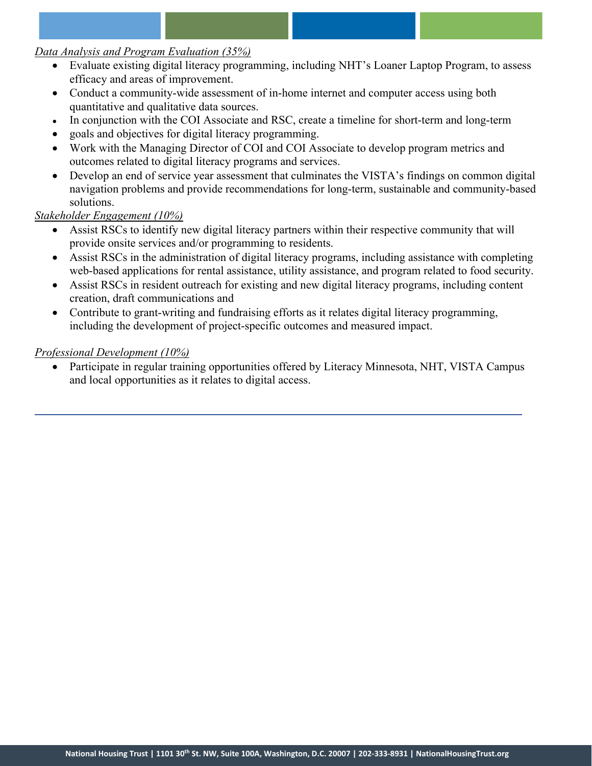*Data Analysis and Program Evaluation (35%)*

- Evaluate existing digital literacy programming, including NHT's Loaner Laptop Program, to assess efficacy and areas of improvement.
- Conduct a community-wide assessment of in-home internet and computer access using both quantitative and qualitative data sources.
- In conjunction with the COI Associate and RSC, create a timeline for short-term and long-term
- goals and objectives for digital literacy programming.
- Work with the Managing Director of COI and COI Associate to develop program metrics and outcomes related to digital literacy programs and services.
- Develop an end of service year assessment that culminates the VISTA's findings on common digital navigation problems and provide recommendations for long-term, sustainable and community-based solutions.

*Stakeholder Engagement (10%)*

- Assist RSCs to identify new digital literacy partners within their respective community that will provide onsite services and/or programming to residents.
- Assist RSCs in the administration of digital literacy programs, including assistance with completing web-based applications for rental assistance, utility assistance, and program related to food security.
- Assist RSCs in resident outreach for existing and new digital literacy programs, including content creation, draft communications and
- Contribute to grant-writing and fundraising efforts as it relates digital literacy programming, including the development of project-specific outcomes and measured impact.

*Professional Development (10%)*

- Participate in regular training opportunities offered by Literacy Minnesota, NHT, VISTA Campus and local opportunities as it relates to digital access.